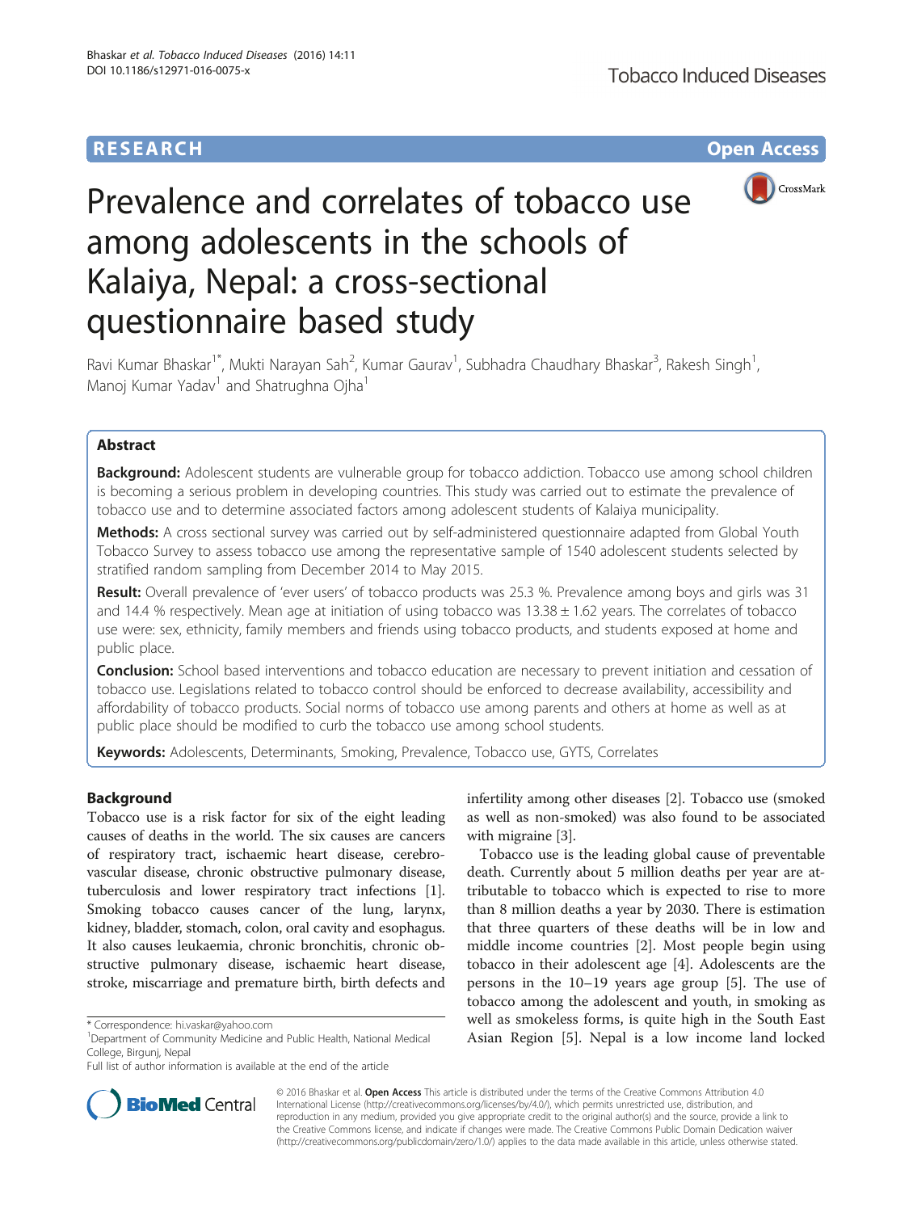RESEARCH Open Access

# Prevalence and correlates of tobacco use among adolescents in the schools of Kalaiya, Nepal: a cross-sectional questionnaire based study

Ravi Kumar Bhaskar[1*], Mukti Narayan Sah[2], Kumar Gaurav[1], Subhadra Chaudhary Bhaskar[3], Rakesh Singh[1], Manoj Kumar Yadav[1] and Shatrughna Ojha[1]

## Abstract

**Background:** Adolescent students are vulnerable group for tobacco addiction. Tobacco use among school children is becoming a serious problem in developing countries. This study was carried out to estimate the prevalence of tobacco use and to determine associated factors among adolescent students of Kalaiya municipality.

**Methods:** A cross sectional survey was carried out by self-administered questionnaire adapted from Global Youth Tobacco Survey to assess tobacco use among the representative sample of 1540 adolescent students selected by stratified random sampling from December 2014 to May 2015.

**Result:** Overall prevalence of 'ever users' of tobacco products was 25.3 %. Prevalence among boys and girls was 31 and 14.4 % respectively. Mean age at initiation of using tobacco was 13.38 ± 1.62 years. The correlates of tobacco use were: sex, ethnicity, family members and friends using tobacco products, and students exposed at home and public place.

**Conclusion:** School based interventions and tobacco education are necessary to prevent initiation and cessation of tobacco use. Legislations related to tobacco control should be enforced to decrease availability, accessibility and affordability of tobacco products. Social norms of tobacco use among parents and others at home as well as at public place should be modified to curb the tobacco use among school students.

**Keywords:** Adolescents, Determinants, Smoking, Prevalence, Tobacco use, GYTS, Correlates

## Background

Tobacco use is a risk factor for six of the eight leading causes of deaths in the world. The six causes are cancers of respiratory tract, ischaemic heart disease, cerebrovascular disease, chronic obstructive pulmonary disease, tuberculosis and lower respiratory tract infections [1]. Smoking tobacco causes cancer of the lung, larynx, kidney, bladder, stomach, colon, oral cavity and esophagus. It also causes leukaemia, chronic bronchitis, chronic obstructive pulmonary disease, ischaemic heart disease, stroke, miscarriage and premature birth, birth defects and infertility among other diseases [2]. Tobacco use (smoked as well as non-smoked) was also found to be associated with migraine [3].

Tobacco use is the leading global cause of preventable death. Currently about 5 million deaths per year are attributable to tobacco which is expected to rise to more than 8 million deaths a year by 2030. There is estimation that three quarters of these deaths will be in low and middle income countries [2]. Most people begin using tobacco in their adolescent age [4]. Adolescents are the persons in the 10–19 years age group [5]. The use of tobacco among the adolescent and youth, in smoking as well as smokeless forms, is quite high in the South East Asian Region [5]. Nepal is a low income land locked

* Correspondence: hi.vaskar@yahoo.com
[1]Department of Community Medicine and Public Health, National Medical College, Birgunj, Nepal
Full list of author information is available at the end of the article

© 2016 Bhaskar et al. **Open Access** This article is distributed under the terms of the Creative Commons Attribution 4.0 International License (http://creativecommons.org/licenses/by/4.0/), which permits unrestricted use, distribution, and reproduction in any medium, provided you give appropriate credit to the original author(s) and the source, provide a link to the Creative Commons license, and indicate if changes were made. The Creative Commons Public Domain Dedication waiver (http://creativecommons.org/publicdomain/zero/1.0/) applies to the data made available in this article, unless otherwise stated.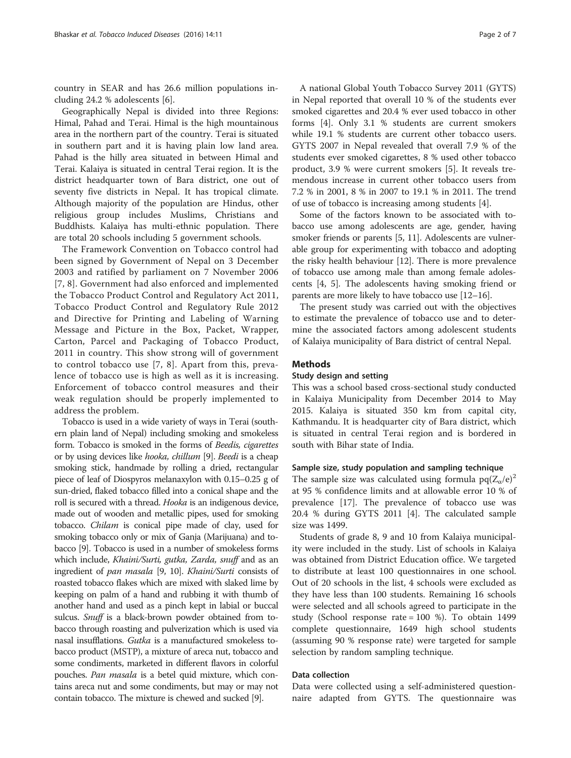country in SEAR and has 26.6 million populations including 24.2 % adolescents [6].

Geographically Nepal is divided into three Regions: Himal, Pahad and Terai. Himal is the high mountainous area in the northern part of the country. Terai is situated in southern part and it is having plain low land area. Pahad is the hilly area situated in between Himal and Terai. Kalaiya is situated in central Terai region. It is the district headquarter town of Bara district, one out of seventy five districts in Nepal. It has tropical climate. Although majority of the population are Hindus, other religious group includes Muslims, Christians and Buddhists. Kalaiya has multi-ethnic population. There are total 20 schools including 5 government schools.

The Framework Convention on Tobacco control had been signed by Government of Nepal on 3 December 2003 and ratified by parliament on 7 November 2006 [7, 8]. Government had also enforced and implemented the Tobacco Product Control and Regulatory Act 2011, Tobacco Product Control and Regulatory Rule 2012 and Directive for Printing and Labeling of Warning Message and Picture in the Box, Packet, Wrapper, Carton, Parcel and Packaging of Tobacco Product, 2011 in country. This show strong will of government to control tobacco use [7, 8]. Apart from this, prevalence of tobacco use is high as well as it is increasing. Enforcement of tobacco control measures and their weak regulation should be properly implemented to address the problem.

Tobacco is used in a wide variety of ways in Terai (southern plain land of Nepal) including smoking and smokeless form. Tobacco is smoked in the forms of *Beedis, cigarettes* or by using devices like *hooka, chillum* [9]. *Beedi* is a cheap smoking stick, handmade by rolling a dried, rectangular piece of leaf of Diospyros melanaxylon with 0.15–0.25 g of sun-dried, flaked tobacco filled into a conical shape and the roll is secured with a thread. *Hooka* is an indigenous device, made out of wooden and metallic pipes, used for smoking tobacco. *Chilam* is conical pipe made of clay, used for smoking tobacco only or mix of Ganja (Marijuana) and tobacco [9]. Tobacco is used in a number of smokeless forms which include, *Khaini/Surti, gutka, Zarda, snuff* and as an ingredient of *pan masala* [9, 10]. *Khaini/Surti* consists of roasted tobacco flakes which are mixed with slaked lime by keeping on palm of a hand and rubbing it with thumb of another hand and used as a pinch kept in labial or buccal sulcus. *Snuff* is a black-brown powder obtained from tobacco through roasting and pulverization which is used via nasal insufflations. *Gutka* is a manufactured smokeless tobacco product (MSTP), a mixture of areca nut, tobacco and some condiments, marketed in different flavors in colorful pouches. *Pan masala* is a betel quid mixture, which contains areca nut and some condiments, but may or may not contain tobacco. The mixture is chewed and sucked [9].

A national Global Youth Tobacco Survey 2011 (GYTS) in Nepal reported that overall 10 % of the students ever smoked cigarettes and 20.4 % ever used tobacco in other forms [4]. Only 3.1 % students are current smokers while 19.1 % students are current other tobacco users. GYTS 2007 in Nepal revealed that overall 7.9 % of the students ever smoked cigarettes, 8 % used other tobacco product, 3.9 % were current smokers [5]. It reveals tremendous increase in current other tobacco users from 7.2 % in 2001, 8 % in 2007 to 19.1 % in 2011. The trend of use of tobacco is increasing among students [4].

Some of the factors known to be associated with tobacco use among adolescents are age, gender, having smoker friends or parents [5, 11]. Adolescents are vulnerable group for experimenting with tobacco and adopting the risky health behaviour [12]. There is more prevalence of tobacco use among male than among female adolescents [4, 5]. The adolescents having smoking friend or parents are more likely to have tobacco use [12–16].

The present study was carried out with the objectives to estimate the prevalence of tobacco use and to determine the associated factors among adolescent students of Kalaiya municipality of Bara district of central Nepal.

## Methods

### Study design and setting

This was a school based cross-sectional study conducted in Kalaiya Municipality from December 2014 to May 2015. Kalaiya is situated 350 km from capital city, Kathmandu. It is headquarter city of Bara district, which is situated in central Terai region and is bordered in south with Bihar state of India.

### Sample size, study population and sampling technique

The sample size was calculated using formula $pq(Z_\alpha/e)^2$ at 95 % confidence limits and at allowable error 10 % of prevalence [17]. The prevalence of tobacco use was 20.4 % during GYTS 2011 [4]. The calculated sample size was 1499.

Students of grade 8, 9 and 10 from Kalaiya municipality were included in the study. List of schools in Kalaiya was obtained from District Education office. We targeted to distribute at least 100 questionnaires in one school. Out of 20 schools in the list, 4 schools were excluded as they have less than 100 students. Remaining 16 schools were selected and all schools agreed to participate in the study (School response rate = 100 %). To obtain 1499 complete questionnaire, 1649 high school students (assuming 90 % response rate) were targeted for sample selection by random sampling technique.

### Data collection

Data were collected using a self-administered questionnaire adapted from GYTS. The questionnaire was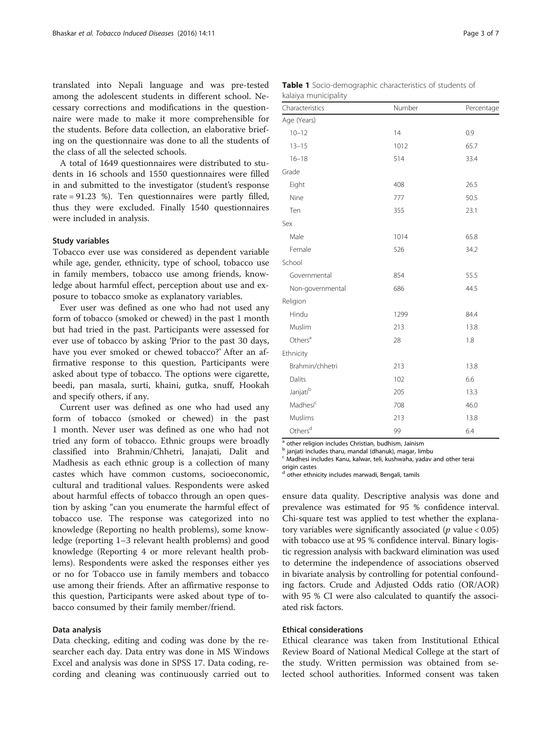translated into Nepali language and was pre-tested among the adolescent students in different school. Necessary corrections and modifications in the questionnaire were made to make it more comprehensible for the students. Before data collection, an elaborative briefing on the questionnaire was done to all the students of the class of all the selected schools.

A total of 1649 questionnaires were distributed to students in 16 schools and 1550 questionnaires were filled in and submitted to the investigator (student's response rate = 91.23 %). Ten questionnaires were partly filled, thus they were excluded. Finally 1540 questionnaires were included in analysis.

### Study variables

Tobacco ever use was considered as dependent variable while age, gender, ethnicity, type of school, tobacco use in family members, tobacco use among friends, knowledge about harmful effect, perception about use and exposure to tobacco smoke as explanatory variables.

Ever user was defined as one who had not used any form of tobacco (smoked or chewed) in the past 1 month but had tried in the past. Participants were assessed for ever use of tobacco by asking 'Prior to the past 30 days, have you ever smoked or chewed tobacco?' After an affirmative response to this question, Participants were asked about type of tobacco. The options were cigarette, beedi, pan masala, surti, khaini, gutka, snuff, Hookah and specify others, if any.

Current user was defined as one who had used any form of tobacco (smoked or chewed) in the past 1 month. Never user was defined as one who had not tried any form of tobacco. Ethnic groups were broadly classified into Brahmin/Chhetri, Janajati, Dalit and Madhesis as each ethnic group is a collection of many castes which have common customs, socioeconomic, cultural and traditional values. Respondents were asked about harmful effects of tobacco through an open question by asking "can you enumerate the harmful effect of tobacco use. The response was categorized into no knowledge (Reporting no health problems), some knowledge (reporting 1–3 relevant health problems) and good knowledge (Reporting 4 or more relevant health problems). Respondents were asked the responses either yes or no for Tobacco use in family members and tobacco use among their friends. After an affirmative response to this question, Participants were asked about type of tobacco consumed by their family member/friend.

### Data analysis

Data checking, editing and coding was done by the researcher each day. Data entry was done in MS Windows Excel and analysis was done in SPSS 17. Data coding, recording and cleaning was continuously carried out to ensure data quality. Descriptive analysis was done and prevalence was estimated for 95 % confidence interval. Chi-square test was applied to test whether the explanatory variables were significantly associated ($p$ value < 0.05) with tobacco use at 95 % confidence interval. Binary logistic regression analysis with backward elimination was used to determine the independence of associations observed in bivariate analysis by controlling for potential confounding factors. Crude and Adjusted Odds ratio (OR/AOR) with 95 % CI were also calculated to quantify the associated risk factors.

**Table 1** Socio-demographic characteristics of students of kalaiya municipality

| Characteristics | Number | Percentage |
|---|---|---|
| Age (Years) | | |
| 10–12 | 14 | 0.9 |
| 13–15 | 1012 | 65.7 |
| 16–18 | 514 | 33.4 |
| Grade | | |
| Eight | 408 | 26.5 |
| Nine | 777 | 50.5 |
| Ten | 355 | 23.1 |
| Sex | | |
| Male | 1014 | 65.8 |
| Female | 526 | 34.2 |
| School | | |
| Governmental | 854 | 55.5 |
| Non-governmental | 686 | 44.5 |
| Religion | | |
| Hindu | 1299 | 84.4 |
| Muslim | 213 | 13.8 |
| Others[a] | 28 | 1.8 |
| Ethnicity | | |
| Brahmin/chhetri | 213 | 13.8 |
| Dalits | 102 | 6.6 |
| Janjati[b] | 205 | 13.3 |
| Madhesi[c] | 708 | 46.0 |
| Muslims | 213 | 13.8 |
| Others[d] | 99 | 6.4 |

[a] other religion includes Christian, budhism, Jainism
[b] janjati includes tharu, mandal (dhanuk), magar, limbu
[c] Madhesi includes Kanu, kalwar, teli, kushwaha, yadav and other terai origin castes
[d] other ethnicity includes marwadi, Bengali, tamils

### Ethical considerations

Ethical clearance was taken from Institutional Ethical Review Board of National Medical College at the start of the study. Written permission was obtained from selected school authorities. Informed consent was taken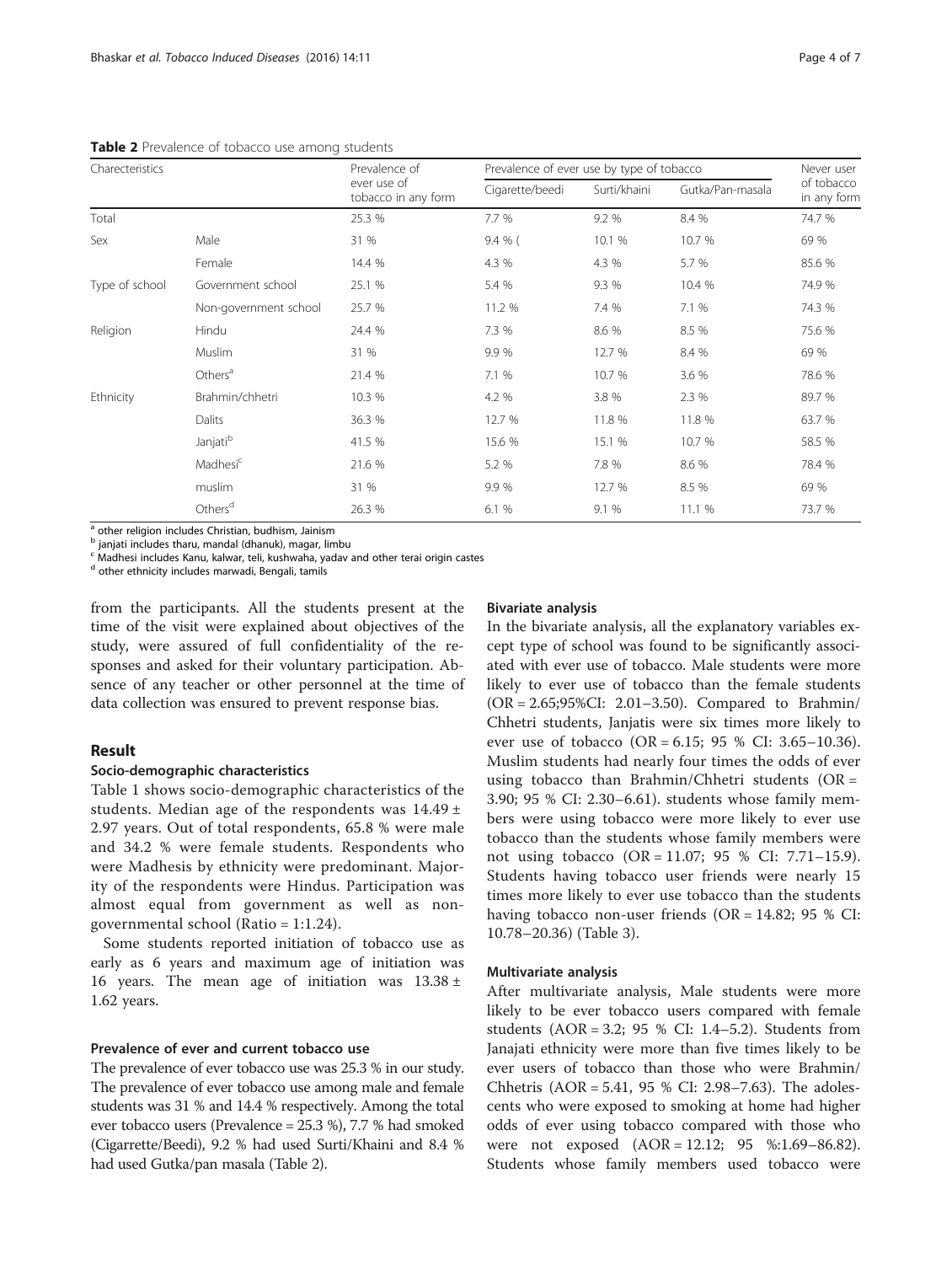**Table 2** Prevalence of tobacco use among students

| Charecteristics | | Prevalence of ever use of tobacco in any form | Prevalence of ever use by type of tobacco | | | Never user of tobacco in any form |
|---|---|---|---|---|---|---|
| | | | Cigarette/beedi | Surti/khaini | Gutka/Pan-masala | |
| Total | | 25.3 % | 7.7 % | 9.2 % | 8.4 % | 74.7 % |
| Sex | Male | 31 % | 9.4 % ( | 10.1 % | 10.7 % | 69 % |
| | Female | 14.4 % | 4.3 % | 4.3 % | 5.7 % | 85.6 % |
| Type of school | Government school | 25.1 % | 5.4 % | 9.3 % | 10.4 % | 74.9 % |
| | Non-government school | 25.7 % | 11.2 % | 7.4 % | 7.1 % | 74.3 % |
| Religion | Hindu | 24.4 % | 7.3 % | 8.6 % | 8.5 % | 75.6 % |
| | Muslim | 31 % | 9.9 % | 12.7 % | 8.4 % | 69 % |
| | Others[a] | 21.4 % | 7.1 % | 10.7 % | 3.6 % | 78.6 % |
| Ethnicity | Brahmin/chhetri | 10.3 % | 4.2 % | 3.8 % | 2.3 % | 89.7 % |
| | Dalits | 36.3 % | 12.7 % | 11.8 % | 11.8 % | 63.7 % |
| | Janjati[b] | 41.5 % | 15.6 % | 15.1 % | 10.7 % | 58.5 % |
| | Madhesi[c] | 21.6 % | 5.2 % | 7.8 % | 8.6 % | 78.4 % |
| | muslim | 31 % | 9.9 % | 12.7 % | 8.5 % | 69 % |
| | Others[d] | 26.3 % | 6.1 % | 9.1 % | 11.1 % | 73.7 % |

[a] other religion includes Christian, budhism, Jainism
[b] janjati includes tharu, mandal (dhanuk), magar, limbu
[c] Madhesi includes Kanu, kalwar, teli, kushwaha, yadav and other terai origin castes
[d] other ethnicity includes marwadi, Bengali, tamils

from the participants. All the students present at the time of the visit were explained about objectives of the study, were assured of full confidentiality of the responses and asked for their voluntary participation. Absence of any teacher or other personnel at the time of data collection was ensured to prevent response bias.

## Result

### Socio-demographic characteristics

Table 1 shows socio-demographic characteristics of the students. Median age of the respondents was $14.49 \pm 2.97$ years. Out of total respondents, 65.8 % were male and 34.2 % were female students. Respondents who were Madhesis by ethnicity were predominant. Majority of the respondents were Hindus. Participation was almost equal from government as well as non-governmental school (Ratio = 1:1.24).

Some students reported initiation of tobacco use as early as 6 years and maximum age of initiation was 16 years. The mean age of initiation was $13.38 \pm 1.62$ years.

### Prevalence of ever and current tobacco use

The prevalence of ever tobacco use was 25.3 % in our study. The prevalence of ever tobacco use among male and female students was 31 % and 14.4 % respectively. Among the total ever tobacco users (Prevalence = 25.3 %), 7.7 % had smoked (Cigarrette/Beedi), 9.2 % had used Surti/Khaini and 8.4 % had used Gutka/pan masala (Table 2).

### Bivariate analysis

In the bivariate analysis, all the explanatory variables except type of school was found to be significantly associated with ever use of tobacco. Male students were more likely to ever use of tobacco than the female students (OR = 2.65;95%CI: 2.01–3.50). Compared to Brahmin/Chhetri students, Janjatis were six times more likely to ever use of tobacco (OR = 6.15; 95 % CI: 3.65–10.36). Muslim students had nearly four times the odds of ever using tobacco than Brahmin/Chhetri students (OR = 3.90; 95 % CI: 2.30–6.61). students whose family members were using tobacco were more likely to ever use tobacco than the students whose family members were not using tobacco (OR = 11.07; 95 % CI: 7.71–15.9). Students having tobacco user friends were nearly 15 times more likely to ever use tobacco than the students having tobacco non-user friends (OR = 14.82; 95 % CI: 10.78–20.36) (Table 3).

### Multivariate analysis

After multivariate analysis, Male students were more likely to be ever tobacco users compared with female students (AOR = 3.2; 95 % CI: 1.4–5.2). Students from Janajati ethnicity were more than five times likely to be ever users of tobacco than those who were Brahmin/Chhetris (AOR = 5.41, 95 % CI: 2.98–7.63). The adolescents who were exposed to smoking at home had higher odds of ever using tobacco compared with those who were not exposed (AOR = 12.12; 95 %:1.69–86.82). Students whose family members used tobacco were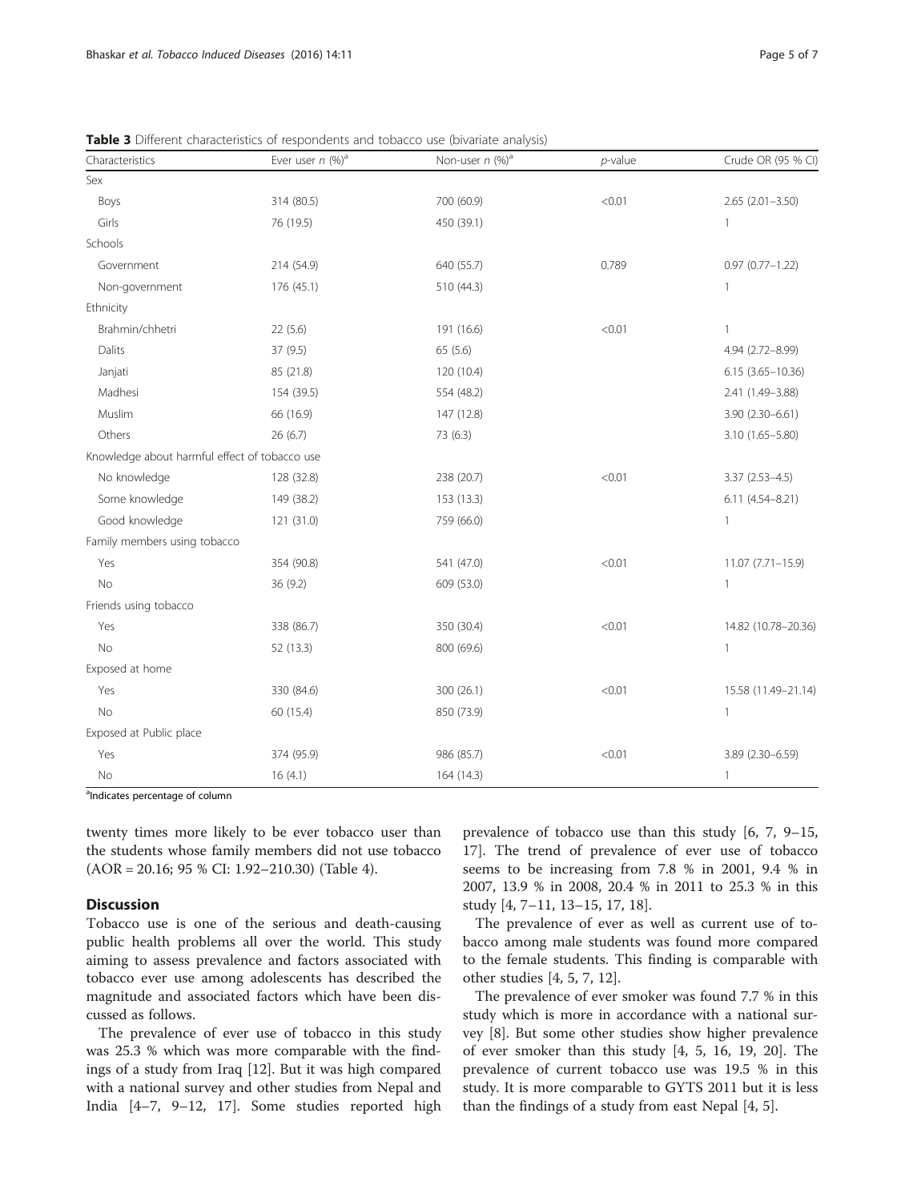**Table 3** Different characteristics of respondents and tobacco use (bivariate analysis)

| Characteristics | Ever user *n* (%)[a] | Non-user *n* (%)[a] | *p*-value | Crude OR (95 % CI) |
|---|---|---|---|---|
| Sex | | | | |
| Boys | 314 (80.5) | 700 (60.9) | <0.01 | 2.65 (2.01–3.50) |
| Girls | 76 (19.5) | 450 (39.1) | | 1 |
| Schools | | | | |
| Government | 214 (54.9) | 640 (55.7) | 0.789 | 0.97 (0.77–1.22) |
| Non-government | 176 (45.1) | 510 (44.3) | | 1 |
| Ethnicity | | | | |
| Brahmin/chhetri | 22 (5.6) | 191 (16.6) | <0.01 | 1 |
| Dalits | 37 (9.5) | 65 (5.6) | | 4.94 (2.72–8.99) |
| Janjati | 85 (21.8) | 120 (10.4) | | 6.15 (3.65–10.36) |
| Madhesi | 154 (39.5) | 554 (48.2) | | 2.41 (1.49–3.88) |
| Muslim | 66 (16.9) | 147 (12.8) | | 3.90 (2.30–6.61) |
| Others | 26 (6.7) | 73 (6.3) | | 3.10 (1.65–5.80) |
| Knowledge about harmful effect of tobacco use | | | | |
| No knowledge | 128 (32.8) | 238 (20.7) | <0.01 | 3.37 (2.53–4.5) |
| Some knowledge | 149 (38.2) | 153 (13.3) | | 6.11 (4.54–8.21) |
| Good knowledge | 121 (31.0) | 759 (66.0) | | 1 |
| Family members using tobacco | | | | |
| Yes | 354 (90.8) | 541 (47.0) | <0.01 | 11.07 (7.71–15.9) |
| No | 36 (9.2) | 609 (53.0) | | 1 |
| Friends using tobacco | | | | |
| Yes | 338 (86.7) | 350 (30.4) | <0.01 | 14.82 (10.78–20.36) |
| No | 52 (13.3) | 800 (69.6) | | 1 |
| Exposed at home | | | | |
| Yes | 330 (84.6) | 300 (26.1) | <0.01 | 15.58 (11.49–21.14) |
| No | 60 (15.4) | 850 (73.9) | | 1 |
| Exposed at Public place | | | | |
| Yes | 374 (95.9) | 986 (85.7) | <0.01 | 3.89 (2.30–6.59) |
| No | 16 (4.1) | 164 (14.3) | | 1 |

[a]Indicates percentage of column

twenty times more likely to be ever tobacco user than the students whose family members did not use tobacco (AOR = 20.16; 95 % CI: 1.92–210.30) (Table 4).

## Discussion

Tobacco use is one of the serious and death-causing public health problems all over the world. This study aiming to assess prevalence and factors associated with tobacco ever use among adolescents has described the magnitude and associated factors which have been discussed as follows.

The prevalence of ever use of tobacco in this study was 25.3 % which was more comparable with the findings of a study from Iraq [12]. But it was high compared with a national survey and other studies from Nepal and India [4–7, 9–12, 17]. Some studies reported high prevalence of tobacco use than this study [6, 7, 9–15, 17]. The trend of prevalence of ever use of tobacco seems to be increasing from 7.8 % in 2001, 9.4 % in 2007, 13.9 % in 2008, 20.4 % in 2011 to 25.3 % in this study [4, 7–11, 13–15, 17, 18].

The prevalence of ever as well as current use of tobacco among male students was found more compared to the female students. This finding is comparable with other studies [4, 5, 7, 12].

The prevalence of ever smoker was found 7.7 % in this study which is more in accordance with a national survey [8]. But some other studies show higher prevalence of ever smoker than this study [4, 5, 16, 19, 20]. The prevalence of current tobacco use was 19.5 % in this study. It is more comparable to GYTS 2011 but it is less than the findings of a study from east Nepal [4, 5].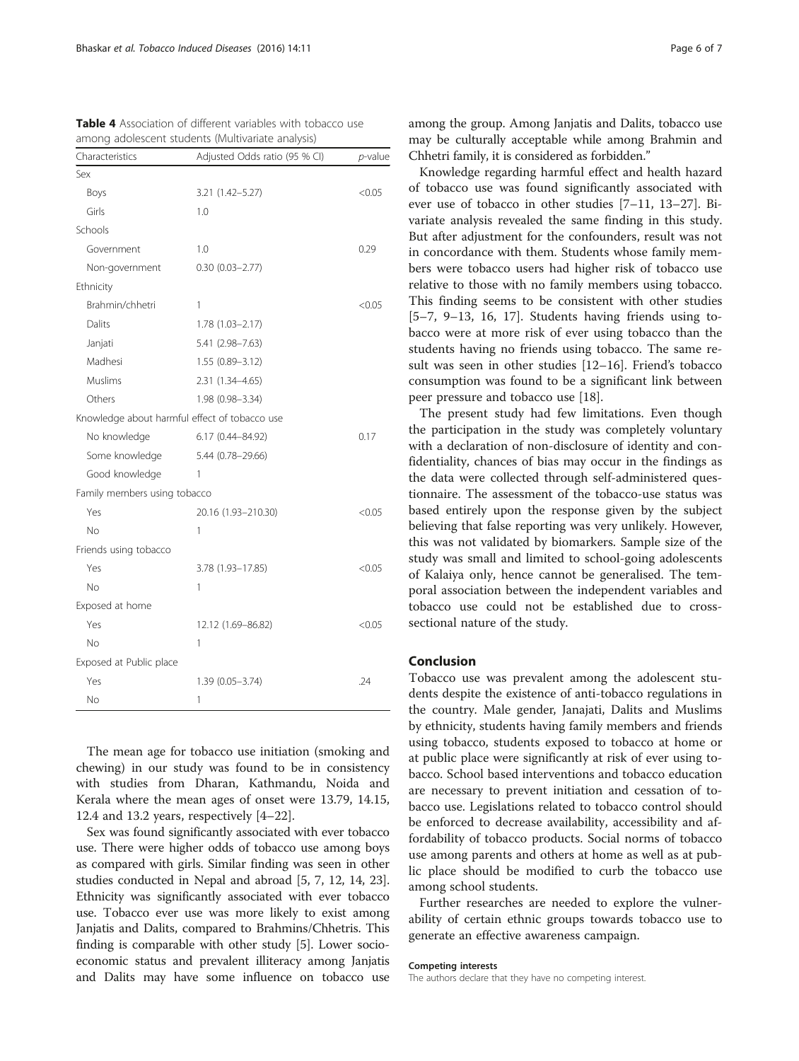**Table 4** Association of different variables with tobacco use among adolescent students (Multivariate analysis)

| Characteristics | Adjusted Odds ratio (95 % CI) | *p*-value |
|---|---|---|
| Sex | | |
| Boys | 3.21 (1.42–5.27) | <0.05 |
| Girls | 1.0 | |
| Schools | | |
| Government | 1.0 | 0.29 |
| Non-government | 0.30 (0.03–2.77) | |
| Ethnicity | | |
| Brahmin/chhetri | 1 | <0.05 |
| Dalits | 1.78 (1.03–2.17) | |
| Janjati | 5.41 (2.98–7.63) | |
| Madhesi | 1.55 (0.89–3.12) | |
| Muslims | 2.31 (1.34–4.65) | |
| Others | 1.98 (0.98–3.34) | |
| Knowledge about harmful effect of tobacco use | | |
| No knowledge | 6.17 (0.44–84.92) | 0.17 |
| Some knowledge | 5.44 (0.78–29.66) | |
| Good knowledge | 1 | |
| Family members using tobacco | | |
| Yes | 20.16 (1.93–210.30) | <0.05 |
| No | 1 | |
| Friends using tobacco | | |
| Yes | 3.78 (1.93–17.85) | <0.05 |
| No | 1 | |
| Exposed at home | | |
| Yes | 12.12 (1.69–86.82) | <0.05 |
| No | 1 | |
| Exposed at Public place | | |
| Yes | 1.39 (0.05–3.74) | .24 |
| No | 1 | |

The mean age for tobacco use initiation (smoking and chewing) in our study was found to be in consistency with studies from Dharan, Kathmandu, Noida and Kerala where the mean ages of onset were 13.79, 14.15, 12.4 and 13.2 years, respectively [4–22].

Sex was found significantly associated with ever tobacco use. There were higher odds of tobacco use among boys as compared with girls. Similar finding was seen in other studies conducted in Nepal and abroad [5, 7, 12, 14, 23]. Ethnicity was significantly associated with ever tobacco use. Tobacco ever use was more likely to exist among Janjatis and Dalits, compared to Brahmins/Chhetris. This finding is comparable with other study [5]. Lower socio-economic status and prevalent illiteracy among Janjatis and Dalits may have some influence on tobacco use among the group. Among Janjatis and Dalits, tobacco use may be culturally acceptable while among Brahmin and Chhetri family, it is considered as forbidden."

Knowledge regarding harmful effect and health hazard of tobacco use was found significantly associated with ever use of tobacco in other studies [7–11, 13–27]. Bivariate analysis revealed the same finding in this study. But after adjustment for the confounders, result was not in concordance with them. Students whose family members were tobacco users had higher risk of tobacco use relative to those with no family members using tobacco. This finding seems to be consistent with other studies [5–7, 9–13, 16, 17]. Students having friends using tobacco were at more risk of ever using tobacco than the students having no friends using tobacco. The same result was seen in other studies [12–16]. Friend's tobacco consumption was found to be a significant link between peer pressure and tobacco use [18].

The present study had few limitations. Even though the participation in the study was completely voluntary with a declaration of non-disclosure of identity and confidentiality, chances of bias may occur in the findings as the data were collected through self-administered questionnaire. The assessment of the tobacco-use status was based entirely upon the response given by the subject believing that false reporting was very unlikely. However, this was not validated by biomarkers. Sample size of the study was small and limited to school-going adolescents of Kalaiya only, hence cannot be generalised. The temporal association between the independent variables and tobacco use could not be established due to cross-sectional nature of the study.

## Conclusion

Tobacco use was prevalent among the adolescent students despite the existence of anti-tobacco regulations in the country. Male gender, Janajati, Dalits and Muslims by ethnicity, students having family members and friends using tobacco, students exposed to tobacco at home or at public place were significantly at risk of ever using tobacco. School based interventions and tobacco education are necessary to prevent initiation and cessation of tobacco use. Legislations related to tobacco control should be enforced to decrease availability, accessibility and affordability of tobacco products. Social norms of tobacco use among parents and others at home as well as at public place should be modified to curb the tobacco use among school students.

Further researches are needed to explore the vulnerability of certain ethnic groups towards tobacco use to generate an effective awareness campaign.

#### Competing interests

The authors declare that they have no competing interest.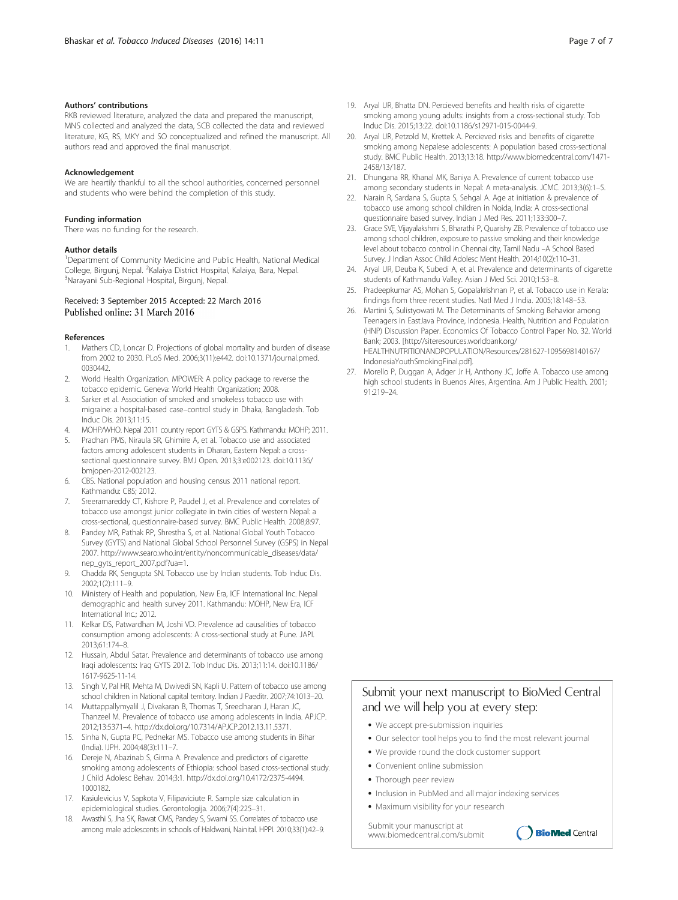### Authors' contributions

RKB reviewed literature, analyzed the data and prepared the manuscript, MNS collected and analyzed the data, SCB collected the data and reviewed literature, KG, RS, MKY and SO conceptualized and refined the manuscript. All authors read and approved the final manuscript.

### Acknowledgement

We are heartily thankful to all the school authorities, concerned personnel and students who were behind the completion of this study.

### Funding information

There was no funding for the research.

### Author details

[1]Department of Community Medicine and Public Health, National Medical College, Birgunj, Nepal. [2]Kalaiya District Hospital, Kalaiya, Bara, Nepal. [3]Narayani Sub-Regional Hospital, Birgunj, Nepal.

Received: 3 September 2015 Accepted: 22 March 2016
Published online: 31 March 2016

### References

1. Mathers CD, Loncar D. Projections of global mortality and burden of disease from 2002 to 2030. PLoS Med. 2006;3(11):e442. doi:10.1371/journal.pmed.0030442.
2. World Health Organization. MPOWER: A policy package to reverse the tobacco epidemic. Geneva: World Health Organization; 2008.
3. Sarker et al. Association of smoked and smokeless tobacco use with migraine: a hospital-based case–control study in Dhaka, Bangladesh. Tob Induc Dis. 2013;11:15.
4. MOHP/WHO. Nepal 2011 country report GYTS & GSPS. Kathmandu: MOHP; 2011.
5. Pradhan PMS, Niraula SR, Ghimire A, et al. Tobacco use and associated factors among adolescent students in Dharan, Eastern Nepal: a cross-sectional questionnaire survey. BMJ Open. 2013;3:e002123. doi:10.1136/bmjopen-2012-002123.
6. CBS. National population and housing census 2011 national report. Kathmandu: CBS; 2012.
7. Sreeramareddy CT, Kishore P, Paudel J, et al. Prevalence and correlates of tobacco use amongst junior collegiate in twin cities of western Nepal: a cross-sectional, questionnaire-based survey. BMC Public Health. 2008;8:97.
8. Pandey MR, Pathak RP, Shrestha S, et al. National Global Youth Tobacco Survey (GYTS) and National Global School Personnel Survey (GSPS) in Nepal 2007. http://www.searo.who.int/entity/noncommunicable_diseases/data/nep_gyts_report_2007.pdf?ua=1.
9. Chadda RK, Sengupta SN. Tobacco use by Indian students. Tob Induc Dis. 2002;1(2):111–9.
10. Ministery of Health and population, New Era, ICF International Inc. Nepal demographic and health survey 2011. Kathmandu: MOHP, New Era, ICF International Inc.; 2012.
11. Kelkar DS, Patwardhan M, Joshi VD. Prevalence ad causalities of tobacco consumption among adolescents: A cross-sectional study at Pune. JAPI. 2013;61:174–8.
12. Hussain, Abdul Satar. Prevalence and determinants of tobacco use among Iraqi adolescents: Iraq GYTS 2012. Tob Induc Dis. 2013;11:14. doi:10.1186/1617-9625-11-14.
13. Singh V, Pal HR, Mehta M, Dwivedi SN, Kapli U. Pattern of tobacco use among school children in National capital territory. Indian J Paeditr. 2007;74:1013–20.
14. Muttappallymyalil J, Divakaran B, Thomas T, Sreedharan J, Haran JC, Thanzeel M. Prevalence of tobacco use among adolescents in India. APJCP. 2012;13:5371–4. http://dx.doi.org/10.7314/APJCP.2012.13.11.5371.
15. Sinha N, Gupta PC, Pednekar MS. Tobacco use among students in Bihar (India). IJPH. 2004;48(3):111–7.
16. Dereje N, Abazinab S, Girma A. Prevalence and predictors of cigarette smoking among adolescents of Ethiopia: school based cross-sectional study. J Child Adolesc Behav. 2014;3:1. http://dx.doi.org/10.4172/2375-4494.1000182.
17. Kasiulevicius V, Sapkota V, Filipaviciute R. Sample size calculation in epidemiological studies. Gerontologija. 2006;7(4):225–31.
18. Awasthi S, Jha SK, Rawat CMS, Pandey S, Swami SS. Correlates of tobacco use among male adolescents in schools of Haldwani, Nainital. HPPI. 2010;33(1):42–9.
19. Aryal UR, Bhatta DN. Percieved benefits and health risks of cigarette smoking among young adults: insights from a cross-sectional study. Tob Induc Dis. 2015;13:22. doi:10.1186/s12971-015-0044-9.
20. Aryal UR, Petzold M, Krettek A. Percieved risks and benefits of cigarette smoking among Nepalese adolescents: A population based cross-sectional study. BMC Public Health. 2013;13:18. http://www.biomedcentral.com/1471-2458/13/187.
21. Dhungana RR, Khanal MK, Baniya A. Prevalence of current tobacco use among secondary students in Nepal: A meta-analysis. JCMC. 2013;3(6):1–5.
22. Narain R, Sardana S, Gupta S, Sehgal A. Age at initiation & prevalence of tobacco use among school children in Noida, India: A cross-sectional questionnaire based survey. Indian J Med Res. 2011;133:300–7.
23. Grace SVE, Vijayalakshmi S, Bharathi P, Quarishy ZB. Prevalence of tobacco use among school children, exposure to passive smoking and their knowledge level about tobacco control in Chennai city, Tamil Nadu –A School Based Survey. J Indian Assoc Child Adolesc Ment Health. 2014;10(2):110–31.
24. Aryal UR, Deuba K, Subedi A, et al. Prevalence and determinants of cigarette students of Kathmandu Valley. Asian J Med Sci. 2010;1:53–8.
25. Pradeepkumar AS, Mohan S, Gopalakrishnan P, et al. Tobacco use in Kerala: findings from three recent studies. Natl Med J India. 2005;18:148–53.
26. Martini S, Sulistyowati M. The Determinants of Smoking Behavior among Teenagers in EastJava Province, Indonesia. Health, Nutrition and Population (HNP) Discussion Paper. Economics Of Tobacco Control Paper No. 32. World Bank; 2003. [http://siteresources.worldbank.org/HEALTHNUTRITIONANDPOPULATION/Resources/281627-1095698140167/IndonesiaYouthSmokingFinal.pdf].
27. Morello P, Duggan A, Adger Jr H, Anthony JC, Joffe A. Tobacco use among high school students in Buenos Aires, Argentina. Am J Public Health. 2001;91:219–24.

Submit your next manuscript to BioMed Central and we will help you at every step:

- We accept pre-submission inquiries
- Our selector tool helps you to find the most relevant journal
- We provide round the clock customer support
- Convenient online submission
- Thorough peer review
- Inclusion in PubMed and all major indexing services
- Maximum visibility for your research

Submit your manuscript at
www.biomedcentral.com/submit

BioMed Central